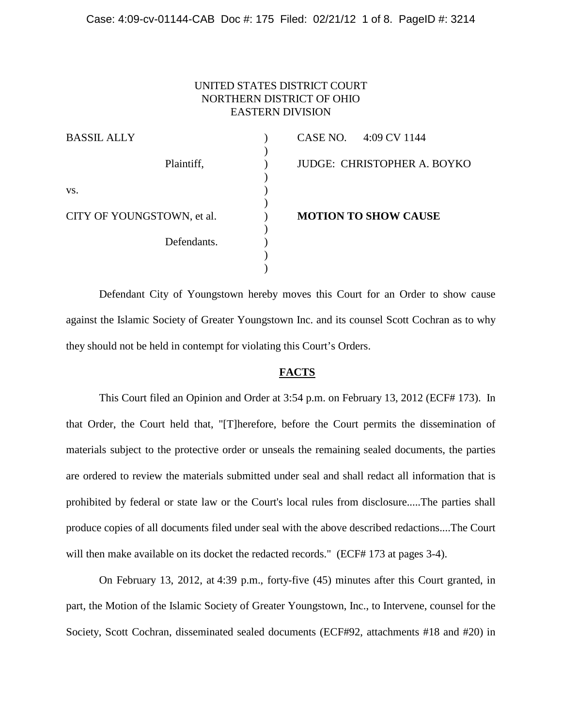UNITED STATES DISTRICT COURT
NORTHERN DISTRICT OF OHIO
EASTERN DIVISION

| | | |
|---|---|---|
| BASSIL ALLY | ) | CASE NO. 4:09 CV 1144 |
| Plaintiff, | ) | JUDGE: CHRISTOPHER A. BOYKO |
| vs. | ) | |
| CITY OF YOUNGSTOWN, et al. | ) | **MOTION TO SHOW CAUSE** |
| Defendants. | ) | |

Defendant City of Youngstown hereby moves this Court for an Order to show cause against the Islamic Society of Greater Youngstown Inc. and its counsel Scott Cochran as to why they should not be held in contempt for violating this Court's Orders.

**FACTS**

This Court filed an Opinion and Order at 3:54 p.m. on February 13, 2012 (ECF# 173). In that Order, the Court held that, "[T]herefore, before the Court permits the dissemination of materials subject to the protective order or unseals the remaining sealed documents, the parties are ordered to review the materials submitted under seal and shall redact all information that is prohibited by federal or state law or the Court's local rules from disclosure.....The parties shall produce copies of all documents filed under seal with the above described redactions....The Court will then make available on its docket the redacted records." (ECF# 173 at pages 3-4).

On February 13, 2012, at 4:39 p.m., forty-five (45) minutes after this Court granted, in part, the Motion of the Islamic Society of Greater Youngstown, Inc., to Intervene, counsel for the Society, Scott Cochran, disseminated sealed documents (ECF#92, attachments #18 and #20) in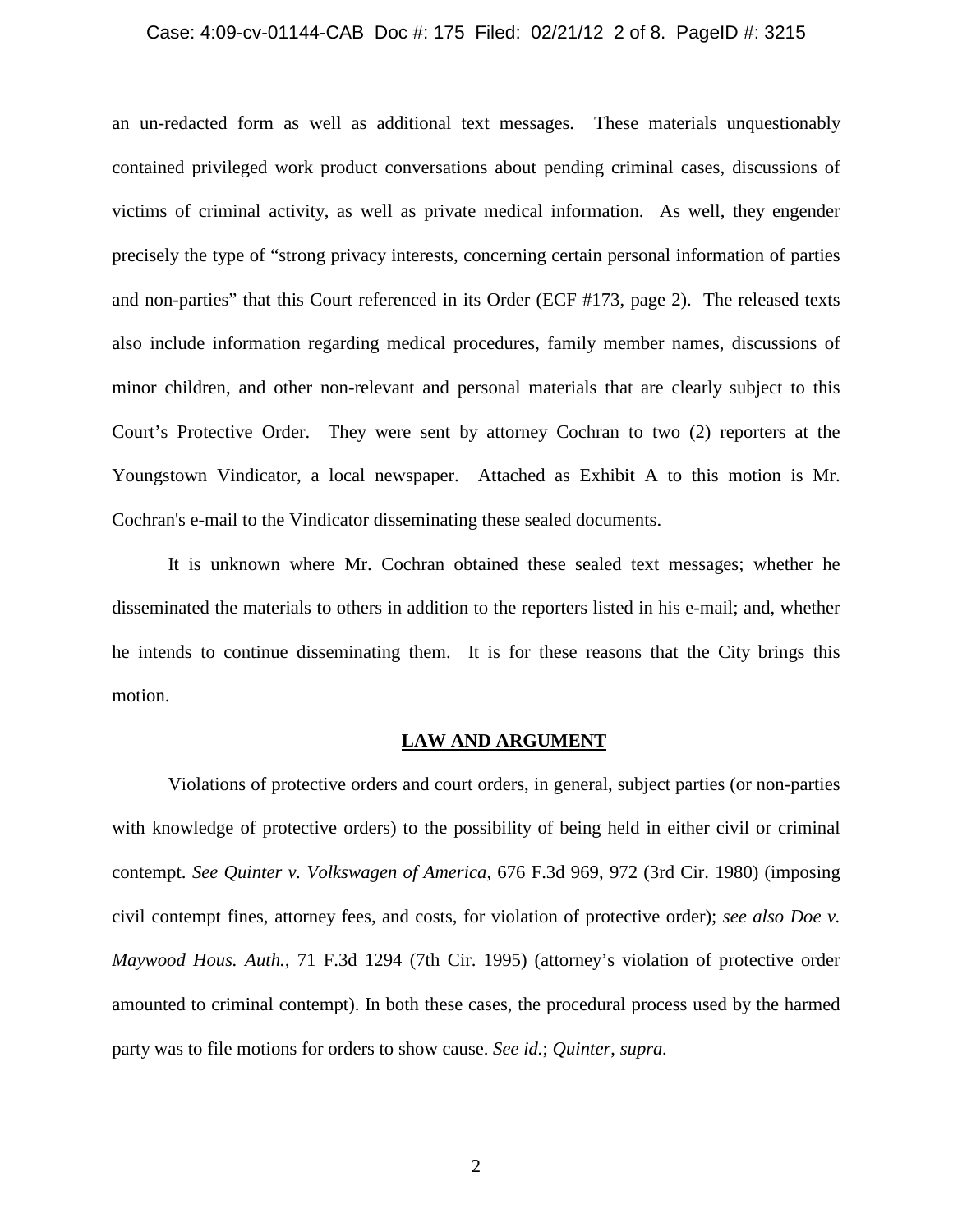an un-redacted form as well as additional text messages. These materials unquestionably contained privileged work product conversations about pending criminal cases, discussions of victims of criminal activity, as well as private medical information. As well, they engender precisely the type of "strong privacy interests, concerning certain personal information of parties and non-parties" that this Court referenced in its Order (ECF #173, page 2). The released texts also include information regarding medical procedures, family member names, discussions of minor children, and other non-relevant and personal materials that are clearly subject to this Court's Protective Order. They were sent by attorney Cochran to two (2) reporters at the Youngstown Vindicator, a local newspaper. Attached as Exhibit A to this motion is Mr. Cochran's e-mail to the Vindicator disseminating these sealed documents.

It is unknown where Mr. Cochran obtained these sealed text messages; whether he disseminated the materials to others in addition to the reporters listed in his e-mail; and, whether he intends to continue disseminating them. It is for these reasons that the City brings this motion.

**LAW AND ARGUMENT**

Violations of protective orders and court orders, in general, subject parties (or non-parties with knowledge of protective orders) to the possibility of being held in either civil or criminal contempt. *See Quinter v. Volkswagen of America*, 676 F.3d 969, 972 (3rd Cir. 1980) (imposing civil contempt fines, attorney fees, and costs, for violation of protective order); *see also Doe v. Maywood Hous. Auth.*, 71 F.3d 1294 (7th Cir. 1995) (attorney's violation of protective order amounted to criminal contempt). In both these cases, the procedural process used by the harmed party was to file motions for orders to show cause. *See id.*; *Quinter*, *supra.*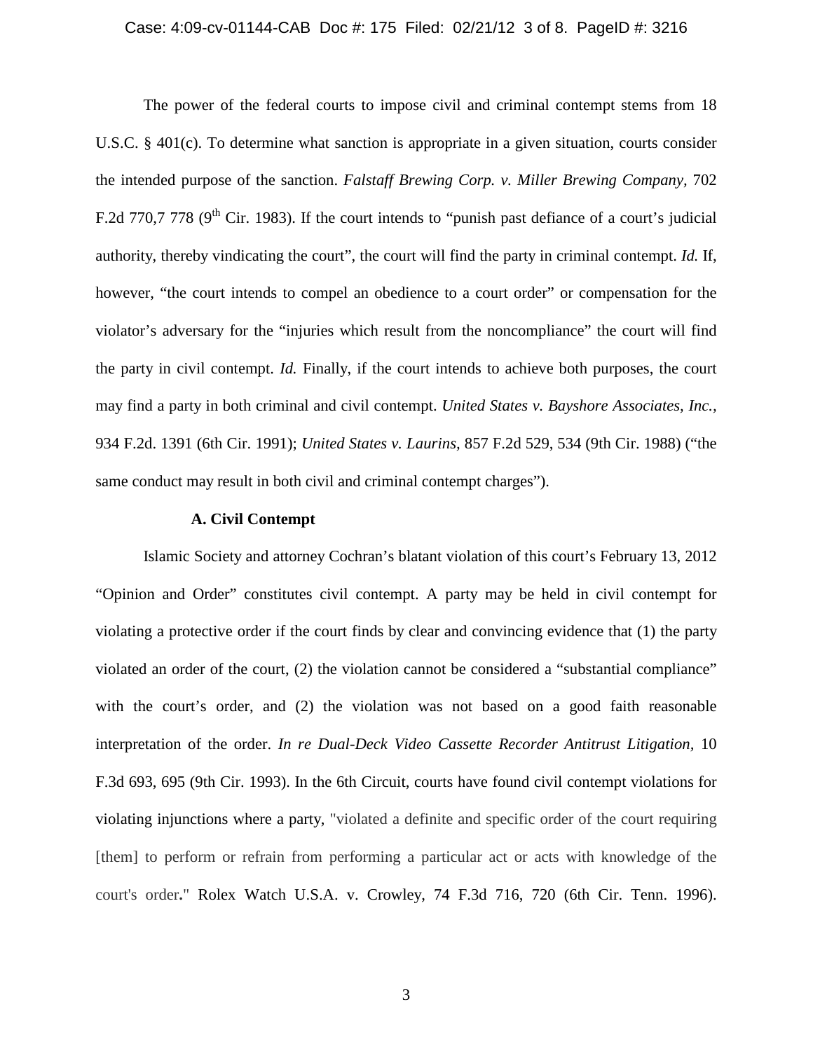The power of the federal courts to impose civil and criminal contempt stems from 18 U.S.C. § 401(c). To determine what sanction is appropriate in a given situation, courts consider the intended purpose of the sanction. *Falstaff Brewing Corp. v. Miller Brewing Company*, 702 F.2d 770,7 778 (9th Cir. 1983). If the court intends to "punish past defiance of a court's judicial authority, thereby vindicating the court", the court will find the party in criminal contempt. *Id.* If, however, "the court intends to compel an obedience to a court order" or compensation for the violator's adversary for the "injuries which result from the noncompliance" the court will find the party in civil contempt. *Id.* Finally, if the court intends to achieve both purposes, the court may find a party in both criminal and civil contempt. *United States v. Bayshore Associates, Inc.,* 934 F.2d. 1391 (6th Cir. 1991); *United States v. Laurins,* 857 F.2d 529, 534 (9th Cir. 1988) ("the same conduct may result in both civil and criminal contempt charges").

**A. Civil Contempt**

Islamic Society and attorney Cochran's blatant violation of this court's February 13, 2012 "Opinion and Order" constitutes civil contempt. A party may be held in civil contempt for violating a protective order if the court finds by clear and convincing evidence that (1) the party violated an order of the court, (2) the violation cannot be considered a "substantial compliance" with the court's order, and (2) the violation was not based on a good faith reasonable interpretation of the order. *In re Dual-Deck Video Cassette Recorder Antitrust Litigation,* 10 F.3d 693, 695 (9th Cir. 1993). In the 6th Circuit, courts have found civil contempt violations for violating injunctions where a party, "violated a definite and specific order of the court requiring [them] to perform or refrain from performing a particular act or acts with knowledge of the court's order." Rolex Watch U.S.A. v. Crowley, 74 F.3d 716, 720 (6th Cir. Tenn. 1996).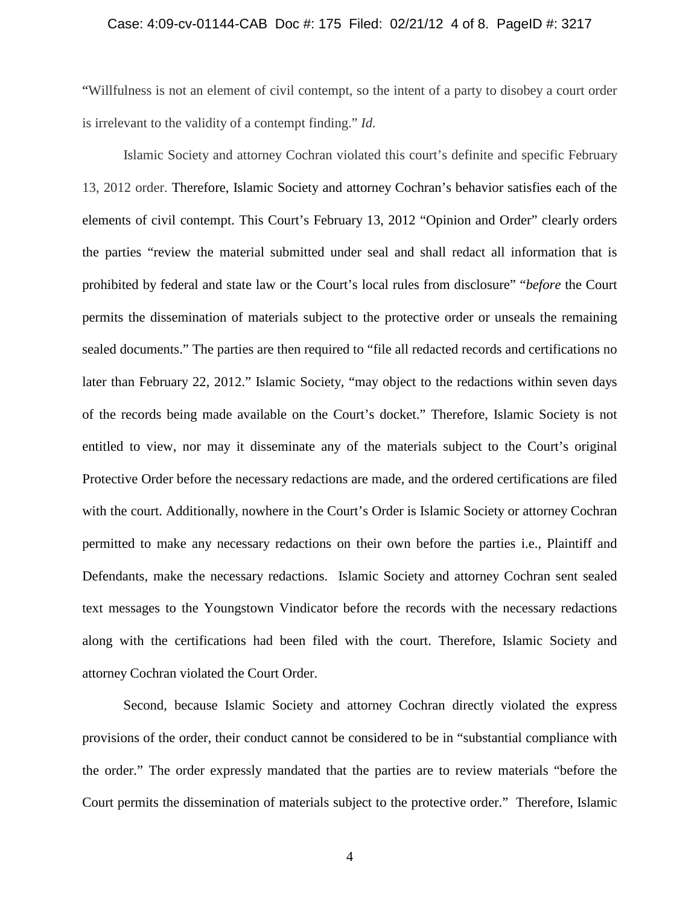"Willfulness is not an element of civil contempt, so the intent of a party to disobey a court order is irrelevant to the validity of a contempt finding." *Id.*

Islamic Society and attorney Cochran violated this court's definite and specific February 13, 2012 order. Therefore, Islamic Society and attorney Cochran's behavior satisfies each of the elements of civil contempt. This Court's February 13, 2012 "Opinion and Order" clearly orders the parties "review the material submitted under seal and shall redact all information that is prohibited by federal and state law or the Court's local rules from disclosure" "*before* the Court permits the dissemination of materials subject to the protective order or unseals the remaining sealed documents." The parties are then required to "file all redacted records and certifications no later than February 22, 2012." Islamic Society, "may object to the redactions within seven days of the records being made available on the Court's docket." Therefore, Islamic Society is not entitled to view, nor may it disseminate any of the materials subject to the Court's original Protective Order before the necessary redactions are made, and the ordered certifications are filed with the court. Additionally, nowhere in the Court's Order is Islamic Society or attorney Cochran permitted to make any necessary redactions on their own before the parties i.e., Plaintiff and Defendants, make the necessary redactions. Islamic Society and attorney Cochran sent sealed text messages to the Youngstown Vindicator before the records with the necessary redactions along with the certifications had been filed with the court. Therefore, Islamic Society and attorney Cochran violated the Court Order.

Second, because Islamic Society and attorney Cochran directly violated the express provisions of the order, their conduct cannot be considered to be in "substantial compliance with the order." The order expressly mandated that the parties are to review materials "before the Court permits the dissemination of materials subject to the protective order." Therefore, Islamic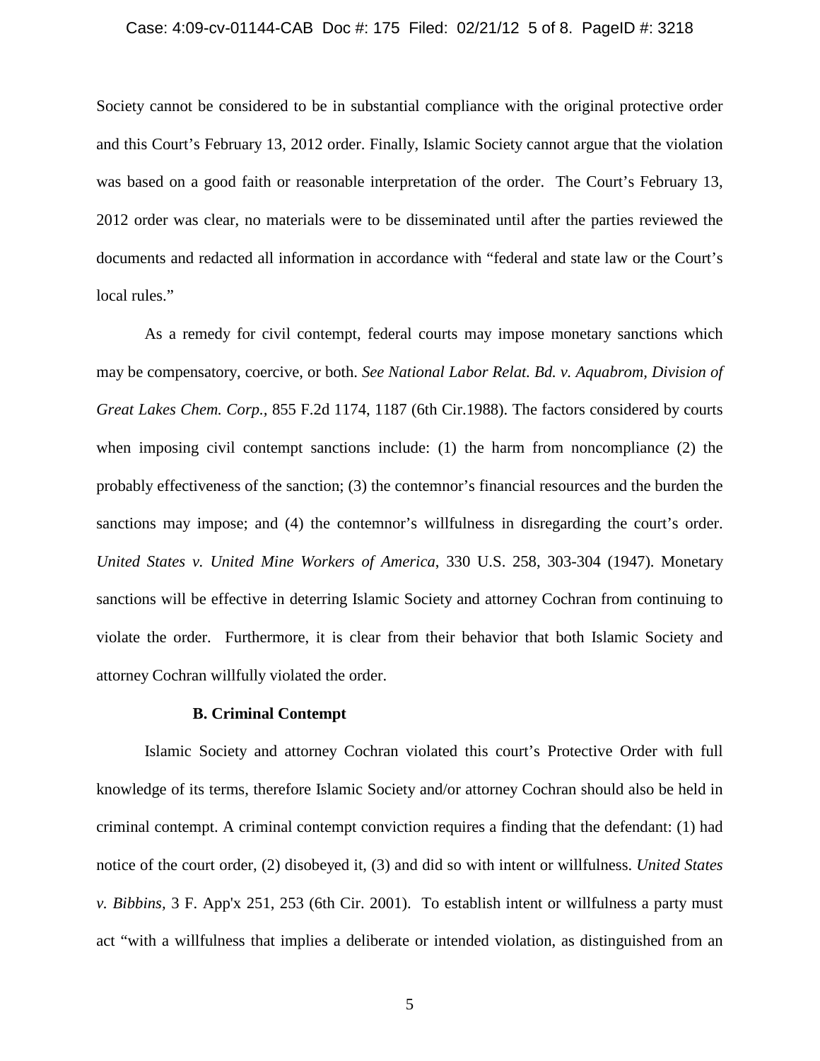Society cannot be considered to be in substantial compliance with the original protective order and this Court's February 13, 2012 order. Finally, Islamic Society cannot argue that the violation was based on a good faith or reasonable interpretation of the order. The Court's February 13, 2012 order was clear, no materials were to be disseminated until after the parties reviewed the documents and redacted all information in accordance with "federal and state law or the Court's local rules."

As a remedy for civil contempt, federal courts may impose monetary sanctions which may be compensatory, coercive, or both. *See National Labor Relat. Bd. v. Aquabrom, Division of Great Lakes Chem. Corp.*, 855 F.2d 1174, 1187 (6th Cir.1988). The factors considered by courts when imposing civil contempt sanctions include: (1) the harm from noncompliance (2) the probably effectiveness of the sanction; (3) the contemnor's financial resources and the burden the sanctions may impose; and (4) the contemnor's willfulness in disregarding the court's order. *United States v. United Mine Workers of America*, 330 U.S. 258, 303-304 (1947). Monetary sanctions will be effective in deterring Islamic Society and attorney Cochran from continuing to violate the order. Furthermore, it is clear from their behavior that both Islamic Society and attorney Cochran willfully violated the order.

**B. Criminal Contempt**

Islamic Society and attorney Cochran violated this court's Protective Order with full knowledge of its terms, therefore Islamic Society and/or attorney Cochran should also be held in criminal contempt. A criminal contempt conviction requires a finding that the defendant: (1) had notice of the court order, (2) disobeyed it, (3) and did so with intent or willfulness. *United States v. Bibbins*, 3 F. App'x 251, 253 (6th Cir. 2001). To establish intent or willfulness a party must act "with a willfulness that implies a deliberate or intended violation, as distinguished from an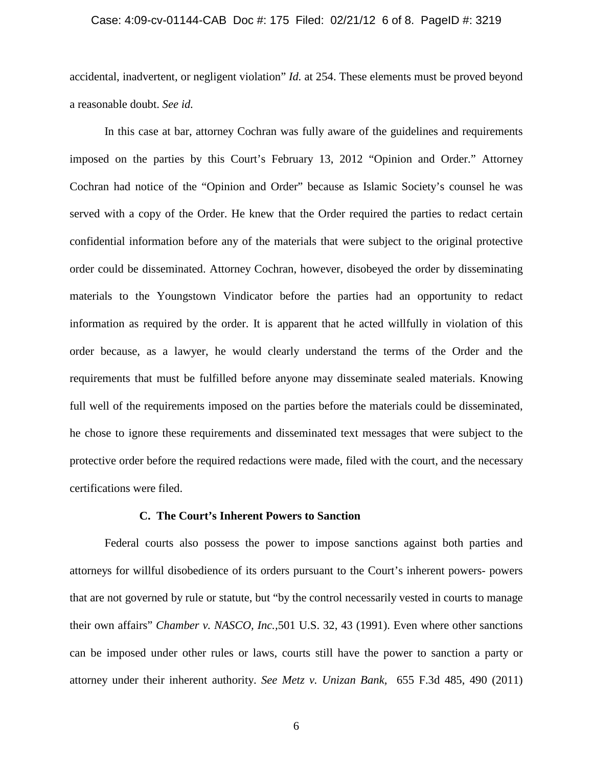accidental, inadvertent, or negligent violation" *Id.* at 254. These elements must be proved beyond a reasonable doubt. *See id.*

In this case at bar, attorney Cochran was fully aware of the guidelines and requirements imposed on the parties by this Court's February 13, 2012 "Opinion and Order." Attorney Cochran had notice of the "Opinion and Order" because as Islamic Society's counsel he was served with a copy of the Order. He knew that the Order required the parties to redact certain confidential information before any of the materials that were subject to the original protective order could be disseminated. Attorney Cochran, however, disobeyed the order by disseminating materials to the Youngstown Vindicator before the parties had an opportunity to redact information as required by the order. It is apparent that he acted willfully in violation of this order because, as a lawyer, he would clearly understand the terms of the Order and the requirements that must be fulfilled before anyone may disseminate sealed materials. Knowing full well of the requirements imposed on the parties before the materials could be disseminated, he chose to ignore these requirements and disseminated text messages that were subject to the protective order before the required redactions were made, filed with the court, and the necessary certifications were filed.

**C. The Court's Inherent Powers to Sanction**

Federal courts also possess the power to impose sanctions against both parties and attorneys for willful disobedience of its orders pursuant to the Court's inherent powers- powers that are not governed by rule or statute, but "by the control necessarily vested in courts to manage their own affairs" *Chamber v. NASCO, Inc.*,501 U.S. 32, 43 (1991). Even where other sanctions can be imposed under other rules or laws, courts still have the power to sanction a party or attorney under their inherent authority. *See Metz v. Unizan Bank,* 655 F.3d 485, 490 (2011)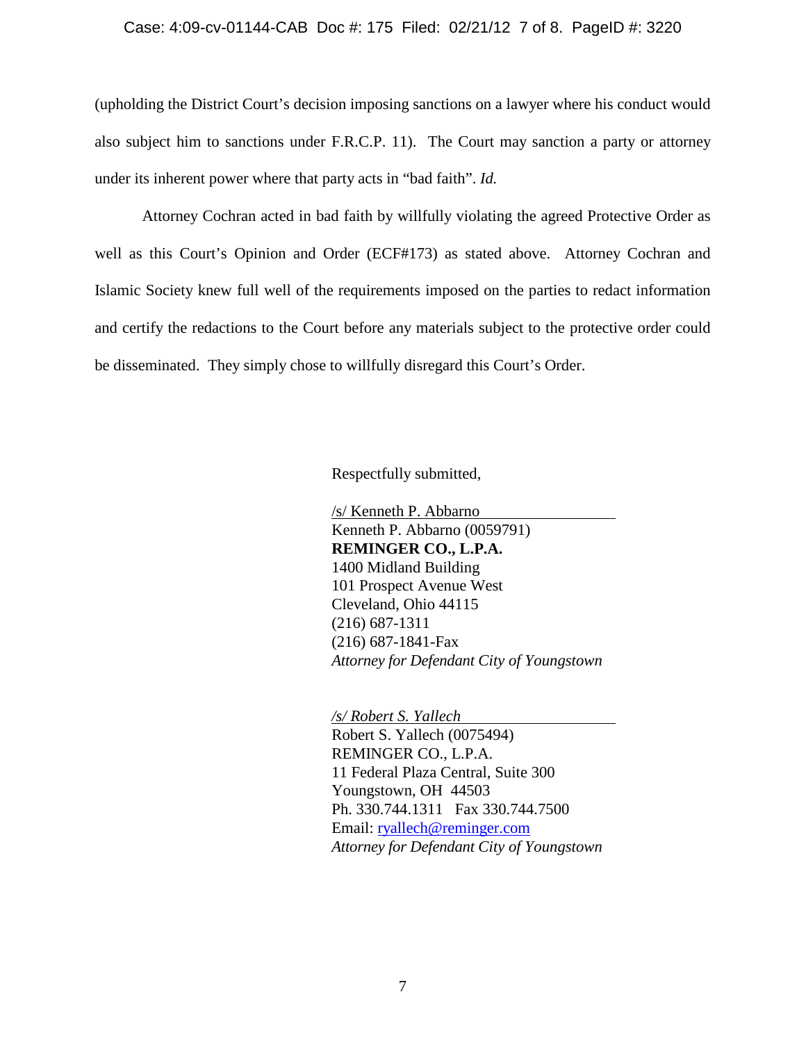(upholding the District Court's decision imposing sanctions on a lawyer where his conduct would also subject him to sanctions under F.R.C.P. 11). The Court may sanction a party or attorney under its inherent power where that party acts in "bad faith". *Id.*

Attorney Cochran acted in bad faith by willfully violating the agreed Protective Order as well as this Court's Opinion and Order (ECF#173) as stated above. Attorney Cochran and Islamic Society knew full well of the requirements imposed on the parties to redact information and certify the redactions to the Court before any materials subject to the protective order could be disseminated. They simply chose to willfully disregard this Court's Order.

Respectfully submitted,

/s/ Kenneth P. Abbarno
Kenneth P. Abbarno (0059791)
**REMINGER CO., L.P.A.**
1400 Midland Building
101 Prospect Avenue West
Cleveland, Ohio 44115
(216) 687-1311
(216) 687-1841-Fax
*Attorney for Defendant City of Youngstown*

*/s/ Robert S. Yallech*
Robert S. Yallech (0075494)
REMINGER CO., L.P.A.
11 Federal Plaza Central, Suite 300
Youngstown, OH 44503
Ph. 330.744.1311 Fax 330.744.7500
Email: ryallech@reminger.com
*Attorney for Defendant City of Youngstown*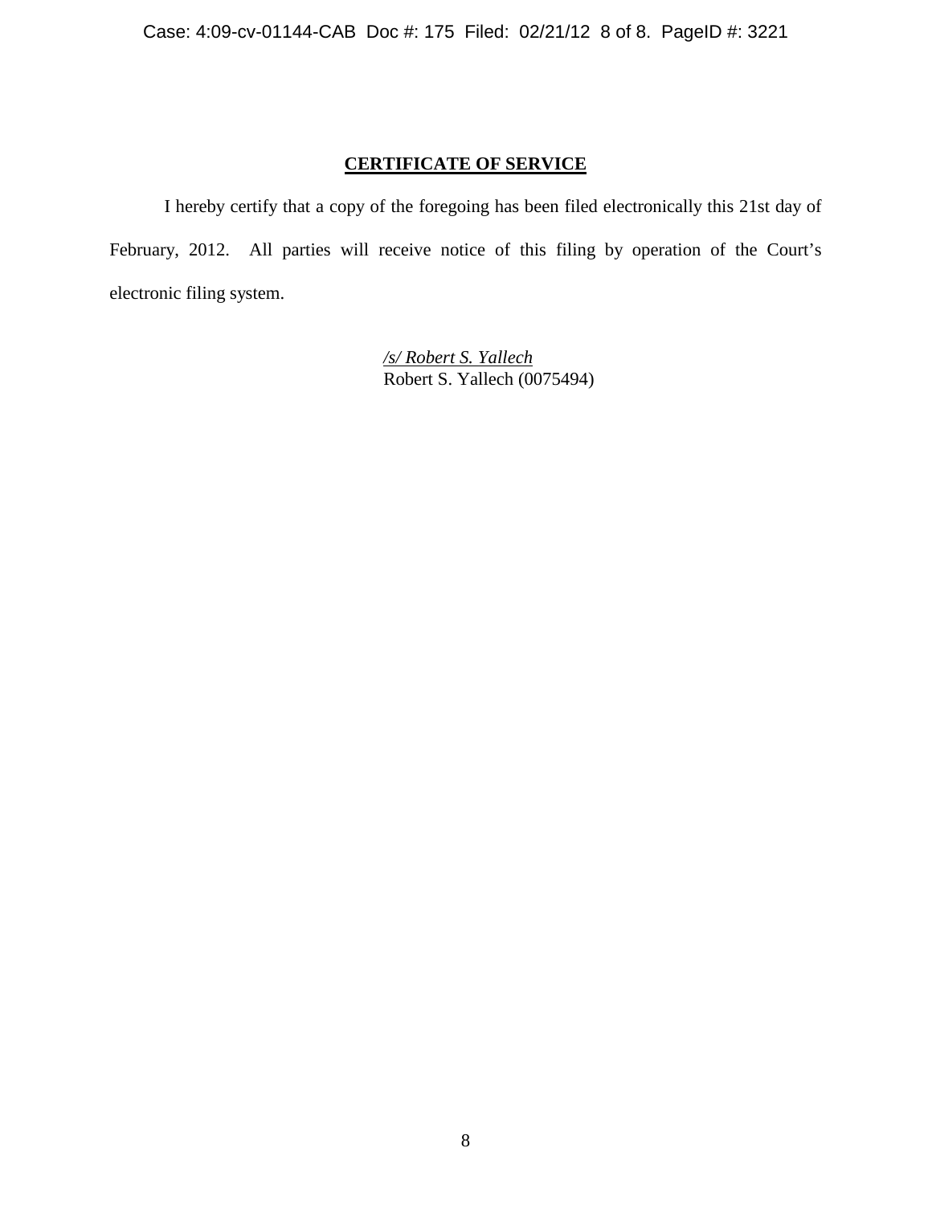**CERTIFICATE OF SERVICE**

I hereby certify that a copy of the foregoing has been filed electronically this 21st day of February, 2012. All parties will receive notice of this filing by operation of the Court's electronic filing system.

*/s/ Robert S. Yallech*
Robert S. Yallech (0075494)